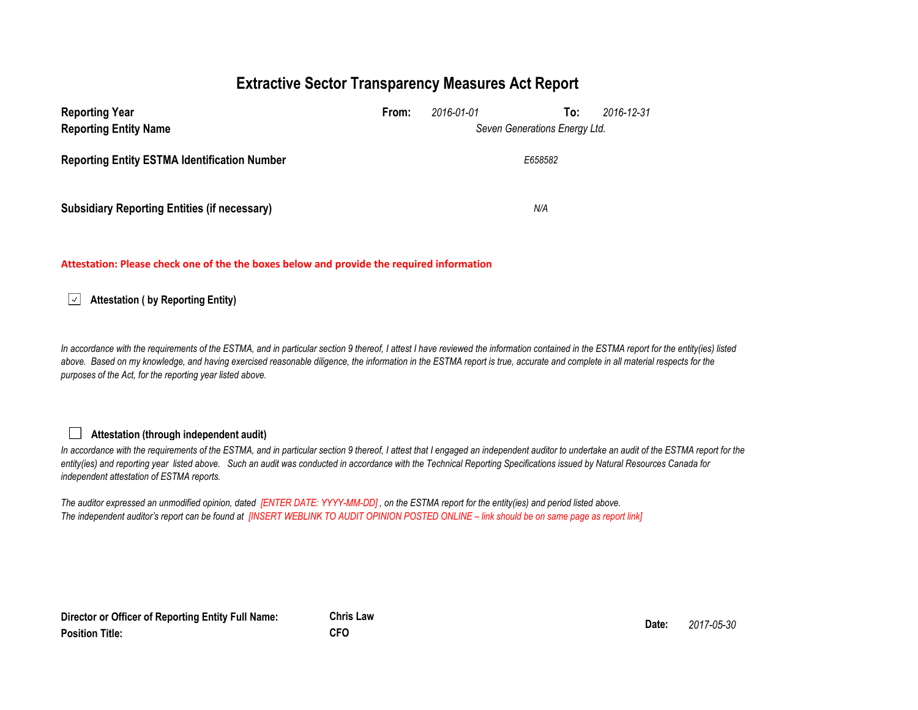# Extractive Sector Transparency Measures Act Report

| | | | | |
|---|---|---|---|---|
| **Reporting Year** | **From:** | *2016-01-01* | **To:** | *2016-12-31* |
| **Reporting Entity Name** | *Seven Generations Energy Ltd.* | | | |
| **Reporting Entity ESTMA Identification Number** | *E658582* | | | |
| **Subsidiary Reporting Entities (if necessary)** | *N/A* | | | |

**Attestation: Please check one of the the boxes below and provide the required information**

☑ **Attestation ( by Reporting Entity)**

*In accordance with the requirements of the ESTMA, and in particular section 9 thereof, I attest I have reviewed the information contained in the ESTMA report for the entity(ies) listed above. Based on my knowledge, and having exercised reasonable diligence, the information in the ESTMA report is true, accurate and complete in all material respects for the purposes of the Act, for the reporting year listed above.*

☐ **Attestation (through independent audit)**

*In accordance with the requirements of the ESTMA, and in particular section 9 thereof, I attest that I engaged an independent auditor to undertake an audit of the ESTMA report for the entity(ies) and reporting year listed above. Such an audit was conducted in accordance with the Technical Reporting Specifications issued by Natural Resources Canada for independent attestation of ESTMA reports.*

*The auditor expressed an unmodified opinion, dated [ENTER DATE: YYYY-MM-DD] , on the ESTMA report for the entity(ies) and period listed above.*
*The independent auditor's report can be found at [INSERT WEBLINK TO AUDIT OPINION POSTED ONLINE – link should be on same page as report link]*

| | | | |
|---|---|---|---|
| **Director or Officer of Reporting Entity Full Name:** | **Chris Law** | **Date:** | *2017-05-30* |
| **Position Title:** | **CFO** | | |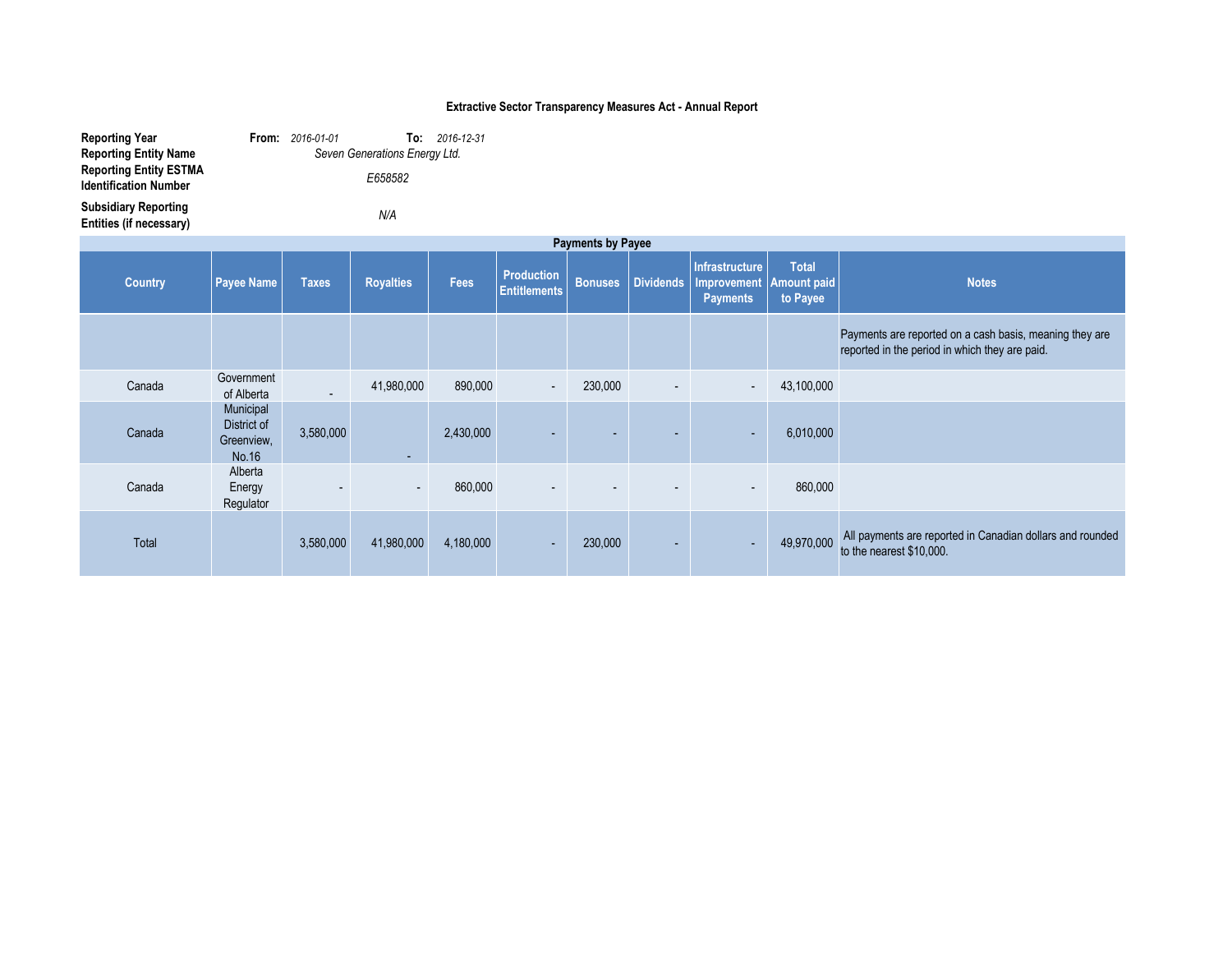**Extractive Sector Transparency Measures Act - Annual Report**

| | | | |
|---|---|---|---|
| **Reporting Year** | **From:** 2016-01-01 | **To:** 2016-12-31 | |
| **Reporting Entity Name** | Seven Generations Energy Ltd. | | |
| **Reporting Entity ESTMA Identification Number** | E658582 | | |
| **Subsidiary Reporting Entities (if necessary)** | N/A | | |

**Payments by Payee**

| Country | Payee Name | Taxes | Royalties | Fees | Production Entitlements | Bonuses | Dividends | Infrastructure Improvement Payments | Total Amount paid to Payee | Notes |
|---|---|---|---|---|---|---|---|---|---|---|
| | | | | | | | | | | Payments are reported on a cash basis, meaning they are reported in the period in which they are paid. |
| Canada | Government of Alberta | - | 41,980,000 | 890,000 | - | 230,000 | - | - | 43,100,000 | |
| Canada | Municipal District of Greenview, No.16 | 3,580,000 | - | 2,430,000 | - | - | - | - | 6,010,000 | |
| Canada | Alberta Energy Regulator | - | - | 860,000 | - | - | - | - | 860,000 | |
| Total | | 3,580,000 | 41,980,000 | 4,180,000 | - | 230,000 | - | - | 49,970,000 | All payments are reported in Canadian dollars and rounded to the nearest $10,000. |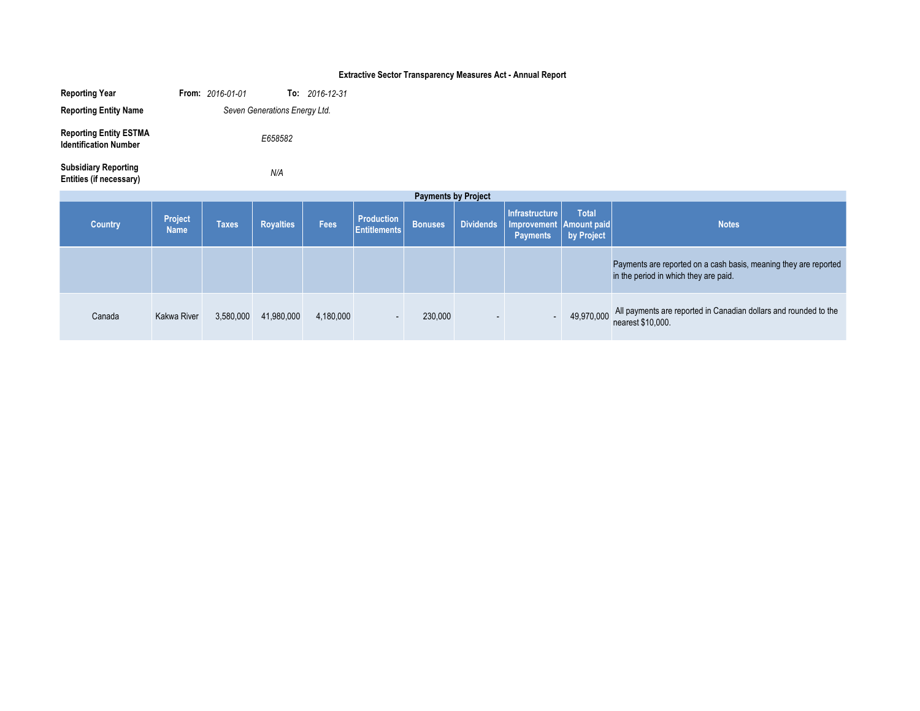**Extractive Sector Transparency Measures Act - Annual Report**

| | | |
|---|---|---|
| **Reporting Year** | **From:** *2016-01-01* | **To:** *2016-12-31* |
| **Reporting Entity Name** | *Seven Generations Energy Ltd.* | |
| **Reporting Entity ESTMA Identification Number** | *E658582* | |
| **Subsidiary Reporting Entities (if necessary)** | *N/A* | |

**Payments by Project**

| Country | Project Name | Taxes | Royalties | Fees | Production Entitlements | Bonuses | Dividends | Infrastructure Improvement Payments | Total Amount paid by Project | Notes |
|---|---|---|---|---|---|---|---|---|---|---|
| | | | | | | | | | | Payments are reported on a cash basis, meaning they are reported in the period in which they are paid. |
| Canada | Kakwa River | 3,580,000 | 41,980,000 | 4,180,000 | - | 230,000 | - | - | 49,970,000 | All payments are reported in Canadian dollars and rounded to the nearest $10,000. |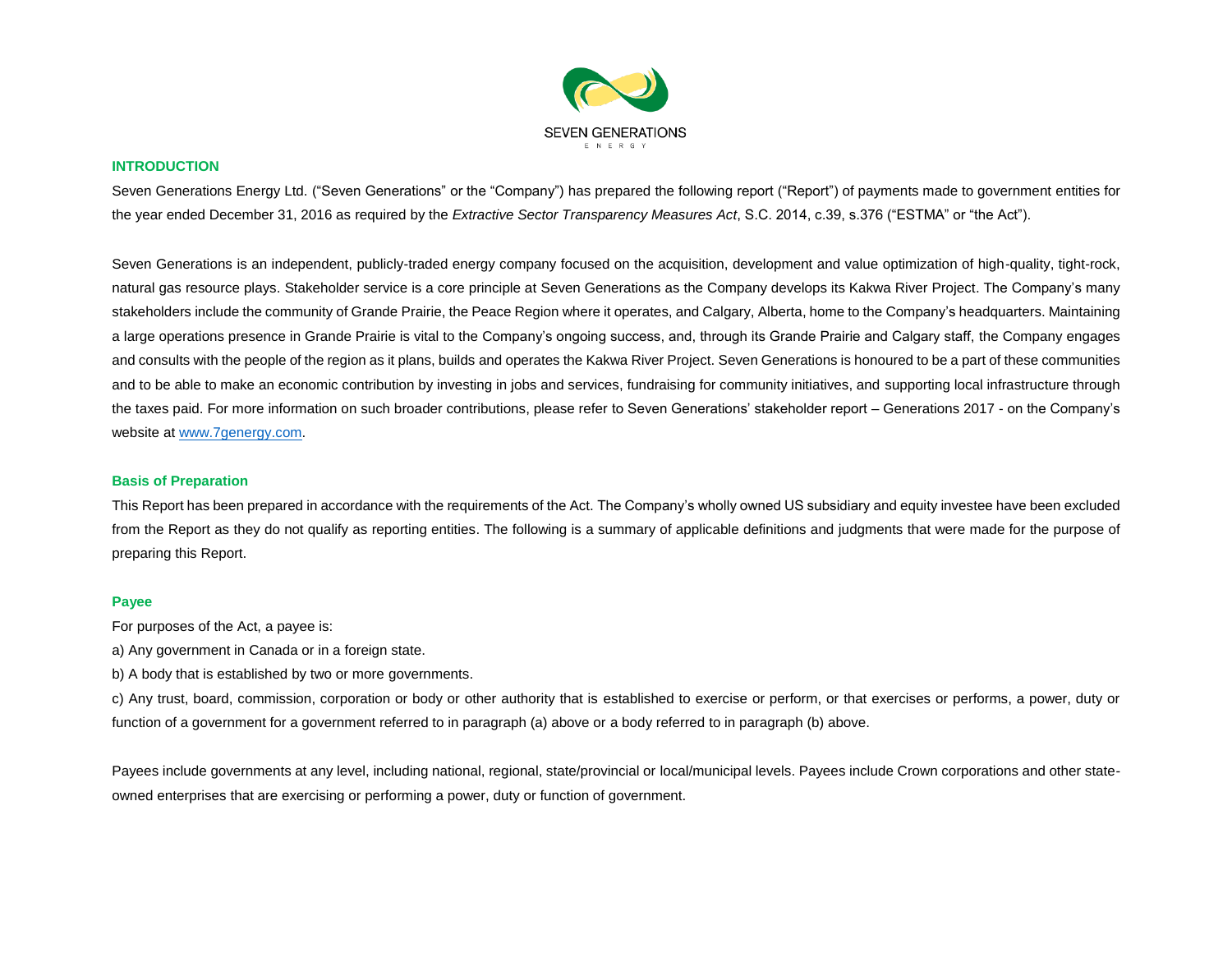SEVEN GENERATIONS

ENERGY

## INTRODUCTION

Seven Generations Energy Ltd. ("Seven Generations" or the "Company") has prepared the following report ("Report") of payments made to government entities for the year ended December 31, 2016 as required by the *Extractive Sector Transparency Measures Act*, S.C. 2014, c.39, s.376 ("ESTMA" or "the Act").

Seven Generations is an independent, publicly-traded energy company focused on the acquisition, development and value optimization of high-quality, tight-rock, natural gas resource plays. Stakeholder service is a core principle at Seven Generations as the Company develops its Kakwa River Project. The Company's many stakeholders include the community of Grande Prairie, the Peace Region where it operates, and Calgary, Alberta, home to the Company's headquarters. Maintaining a large operations presence in Grande Prairie is vital to the Company's ongoing success, and, through its Grande Prairie and Calgary staff, the Company engages and consults with the people of the region as it plans, builds and operates the Kakwa River Project. Seven Generations is honoured to be a part of these communities and to be able to make an economic contribution by investing in jobs and services, fundraising for community initiatives, and supporting local infrastructure through the taxes paid. For more information on such broader contributions, please refer to Seven Generations' stakeholder report – Generations 2017 - on the Company's website at [www.7genergy.com](http://www.7genergy.com).

### Basis of Preparation

This Report has been prepared in accordance with the requirements of the Act. The Company's wholly owned US subsidiary and equity investee have been excluded from the Report as they do not qualify as reporting entities. The following is a summary of applicable definitions and judgments that were made for the purpose of preparing this Report.

### Payee

For purposes of the Act, a payee is:

a) Any government in Canada or in a foreign state.

b) A body that is established by two or more governments.

c) Any trust, board, commission, corporation or body or other authority that is established to exercise or perform, or that exercises or performs, a power, duty or function of a government for a government referred to in paragraph (a) above or a body referred to in paragraph (b) above.

Payees include governments at any level, including national, regional, state/provincial or local/municipal levels. Payees include Crown corporations and other state-owned enterprises that are exercising or performing a power, duty or function of government.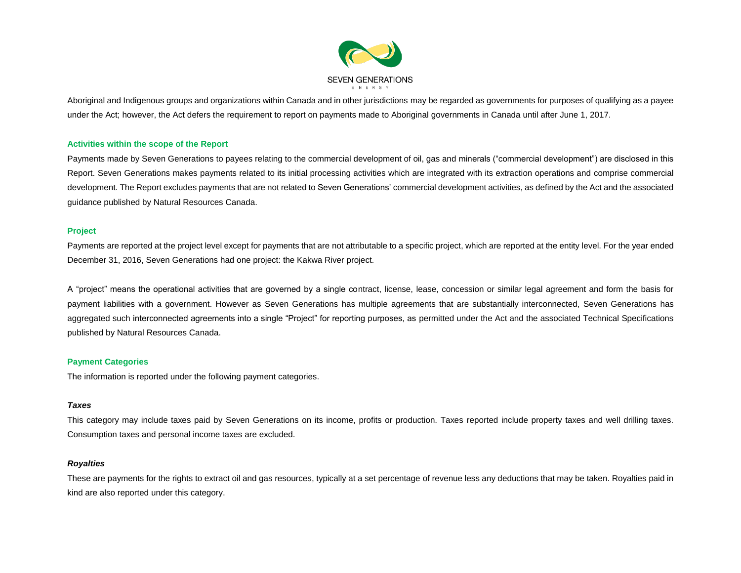Aboriginal and Indigenous groups and organizations within Canada and in other jurisdictions may be regarded as governments for purposes of qualifying as a payee under the Act; however, the Act defers the requirement to report on payments made to Aboriginal governments in Canada until after June 1, 2017.

## Activities within the scope of the Report

Payments made by Seven Generations to payees relating to the commercial development of oil, gas and minerals ("commercial development") are disclosed in this Report. Seven Generations makes payments related to its initial processing activities which are integrated with its extraction operations and comprise commercial development. The Report excludes payments that are not related to Seven Generations' commercial development activities, as defined by the Act and the associated guidance published by Natural Resources Canada.

## Project

Payments are reported at the project level except for payments that are not attributable to a specific project, which are reported at the entity level. For the year ended December 31, 2016, Seven Generations had one project: the Kakwa River project.

A "project" means the operational activities that are governed by a single contract, license, lease, concession or similar legal agreement and form the basis for payment liabilities with a government. However as Seven Generations has multiple agreements that are substantially interconnected, Seven Generations has aggregated such interconnected agreements into a single "Project" for reporting purposes, as permitted under the Act and the associated Technical Specifications published by Natural Resources Canada.

## Payment Categories

The information is reported under the following payment categories.

### *Taxes*

This category may include taxes paid by Seven Generations on its income, profits or production. Taxes reported include property taxes and well drilling taxes. Consumption taxes and personal income taxes are excluded.

### *Royalties*

These are payments for the rights to extract oil and gas resources, typically at a set percentage of revenue less any deductions that may be taken. Royalties paid in kind are also reported under this category.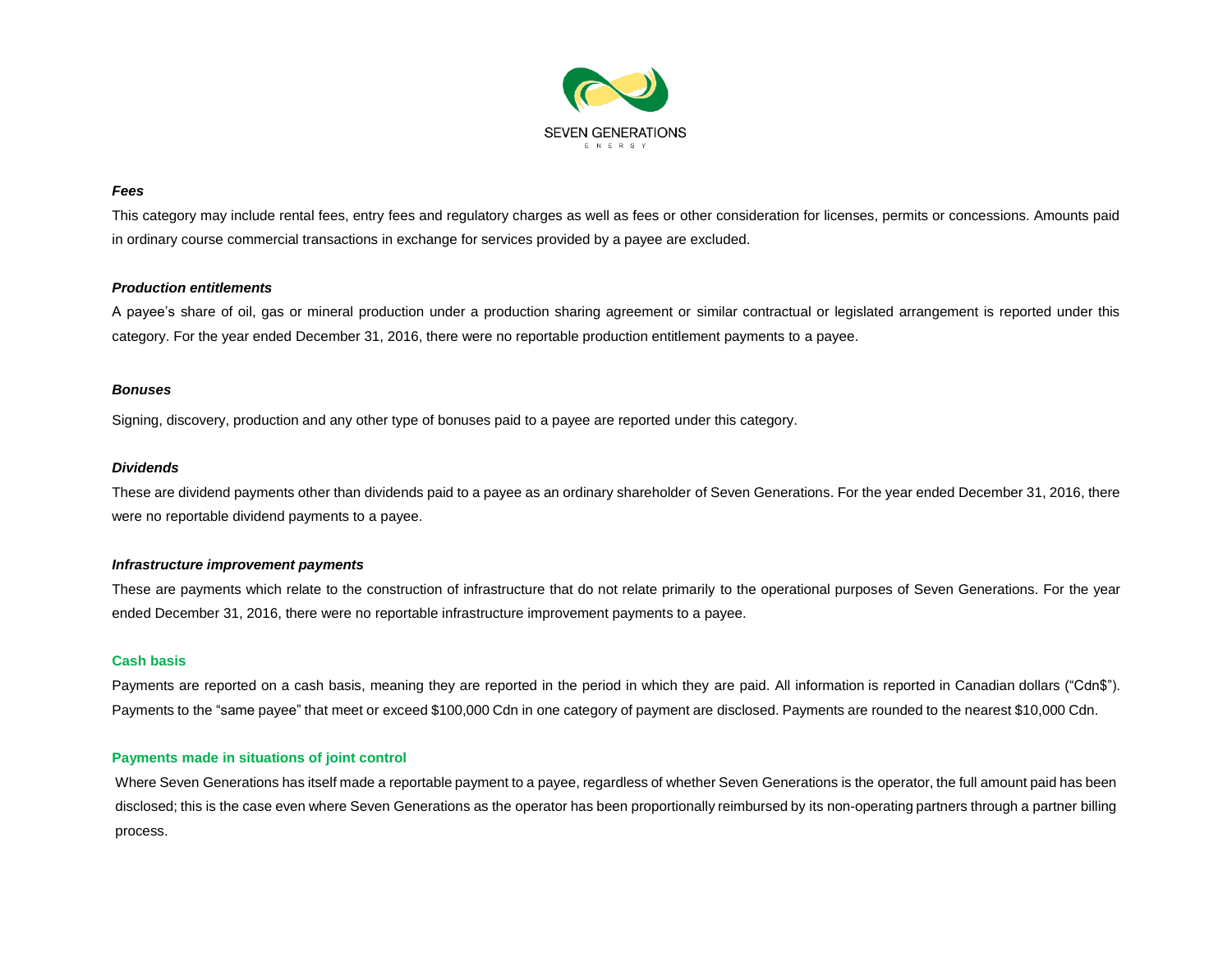### *Fees*

This category may include rental fees, entry fees and regulatory charges as well as fees or other consideration for licenses, permits or concessions. Amounts paid in ordinary course commercial transactions in exchange for services provided by a payee are excluded.

### *Production entitlements*

A payee's share of oil, gas or mineral production under a production sharing agreement or similar contractual or legislated arrangement is reported under this category. For the year ended December 31, 2016, there were no reportable production entitlement payments to a payee.

### *Bonuses*

Signing, discovery, production and any other type of bonuses paid to a payee are reported under this category.

### *Dividends*

These are dividend payments other than dividends paid to a payee as an ordinary shareholder of Seven Generations. For the year ended December 31, 2016, there were no reportable dividend payments to a payee.

### *Infrastructure improvement payments*

These are payments which relate to the construction of infrastructure that do not relate primarily to the operational purposes of Seven Generations. For the year ended December 31, 2016, there were no reportable infrastructure improvement payments to a payee.

## Cash basis

Payments are reported on a cash basis, meaning they are reported in the period in which they are paid. All information is reported in Canadian dollars ("Cdn$"). Payments to the "same payee" that meet or exceed $100,000 Cdn in one category of payment are disclosed. Payments are rounded to the nearest $10,000 Cdn.

## Payments made in situations of joint control

Where Seven Generations has itself made a reportable payment to a payee, regardless of whether Seven Generations is the operator, the full amount paid has been disclosed; this is the case even where Seven Generations as the operator has been proportionally reimbursed by its non-operating partners through a partner billing process.